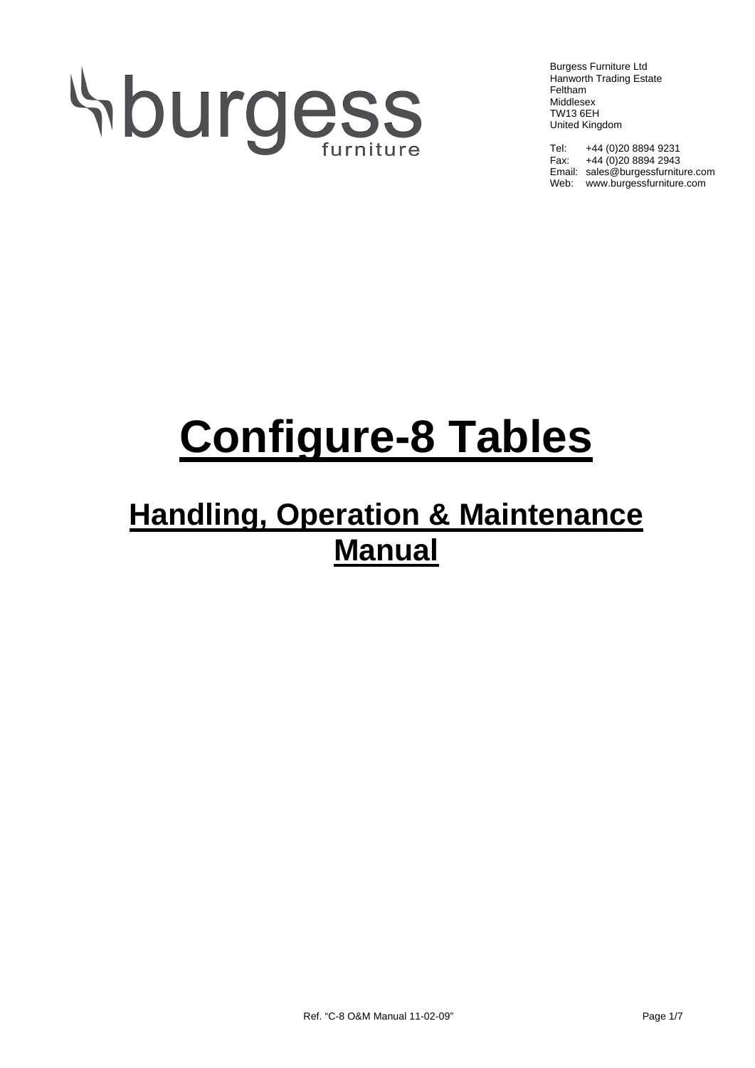burgess
furniture

Burgess Furniture Ltd
Hanworth Trading Estate
Feltham
Middlesex
TW13 6EH
United Kingdom

Tel: +44 (0)20 8894 9231
Fax: +44 (0)20 8894 2943
Email: sales@burgessfurniture.com
Web: www.burgessfurniture.com

# Configure-8 Tables

## Handling, Operation & Maintenance Manual

Ref. "C-8 O&M Manual 11-02-09"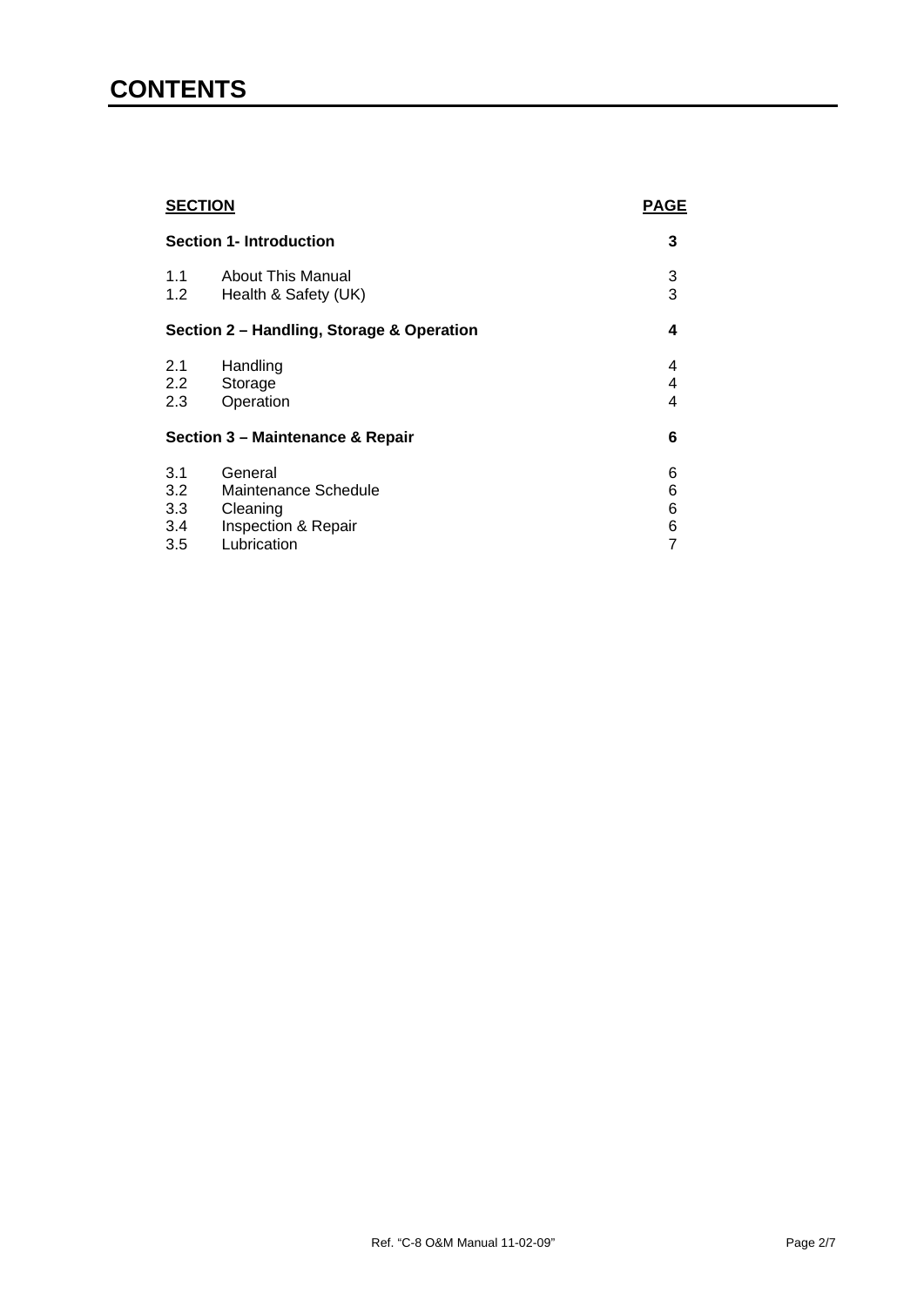# CONTENTS

| SECTION | | PAGE |
|---|---|---|
| **Section 1- Introduction** | | **3** |
| 1.1 | About This Manual | 3 |
| 1.2 | Health & Safety (UK) | 3 |
| **Section 2 – Handling, Storage & Operation** | | **4** |
| 2.1 | Handling | 4 |
| 2.2 | Storage | 4 |
| 2.3 | Operation | 4 |
| **Section 3 – Maintenance & Repair** | | **6** |
| 3.1 | General | 6 |
| 3.2 | Maintenance Schedule | 6 |
| 3.3 | Cleaning | 6 |
| 3.4 | Inspection & Repair | 6 |
| 3.5 | Lubrication | 7 |

Ref. "C-8 O&M Manual 11-02-09"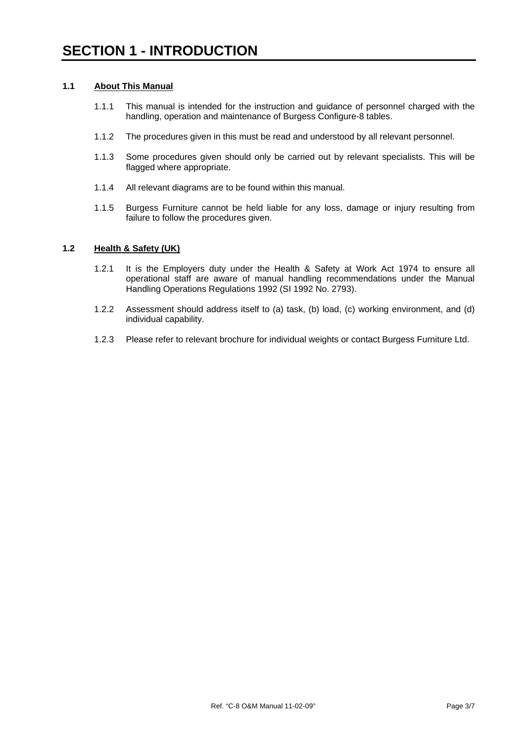# SECTION 1 - INTRODUCTION

## 1.1 About This Manual

1.1.1 This manual is intended for the instruction and guidance of personnel charged with the handling, operation and maintenance of Burgess Configure-8 tables.

1.1.2 The procedures given in this must be read and understood by all relevant personnel.

1.1.3 Some procedures given should only be carried out by relevant specialists. This will be flagged where appropriate.

1.1.4 All relevant diagrams are to be found within this manual.

1.1.5 Burgess Furniture cannot be held liable for any loss, damage or injury resulting from failure to follow the procedures given.

## 1.2 Health & Safety (UK)

1.2.1 It is the Employers duty under the Health & Safety at Work Act 1974 to ensure all operational staff are aware of manual handling recommendations under the Manual Handling Operations Regulations 1992 (SI 1992 No. 2793).

1.2.2 Assessment should address itself to (a) task, (b) load, (c) working environment, and (d) individual capability.

1.2.3 Please refer to relevant brochure for individual weights or contact Burgess Furniture Ltd.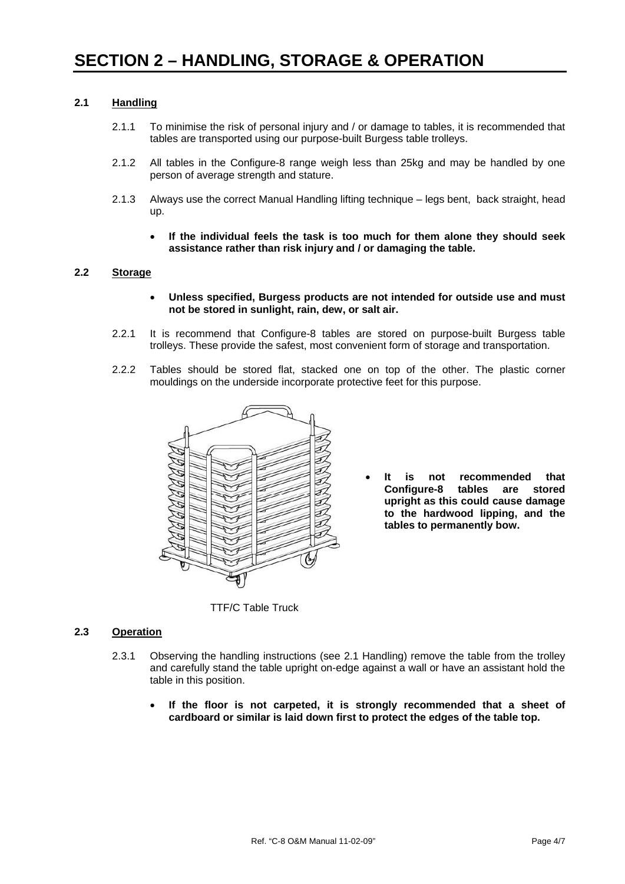# SECTION 2 – HANDLING, STORAGE & OPERATION

## 2.1 Handling

2.1.1 To minimise the risk of personal injury and / or damage to tables, it is recommended that tables are transported using our purpose-built Burgess table trolleys.

2.1.2 All tables in the Configure-8 range weigh less than 25kg and may be handled by one person of average strength and stature.

2.1.3 Always use the correct Manual Handling lifting technique – legs bent, back straight, head up.

- **If the individual feels the task is too much for them alone they should seek assistance rather than risk injury and / or damaging the table.**

## 2.2 Storage

- **Unless specified, Burgess products are not intended for outside use and must not be stored in sunlight, rain, dew, or salt air.**

2.2.1 It is recommend that Configure-8 tables are stored on purpose-built Burgess table trolleys. These provide the safest, most convenient form of storage and transportation.

2.2.2 Tables should be stored flat, stacked one on top of the other. The plastic corner mouldings on the underside incorporate protective feet for this purpose.

TTF/C Table Truck

- **It is not recommended that Configure-8 tables are stored upright as this could cause damage to the hardwood lipping, and the tables to permanently bow.**

## 2.3 Operation

2.3.1 Observing the handling instructions (see 2.1 Handling) remove the table from the trolley and carefully stand the table upright on-edge against a wall or have an assistant hold the table in this position.

- **If the floor is not carpeted, it is strongly recommended that a sheet of cardboard or similar is laid down first to protect the edges of the table top.**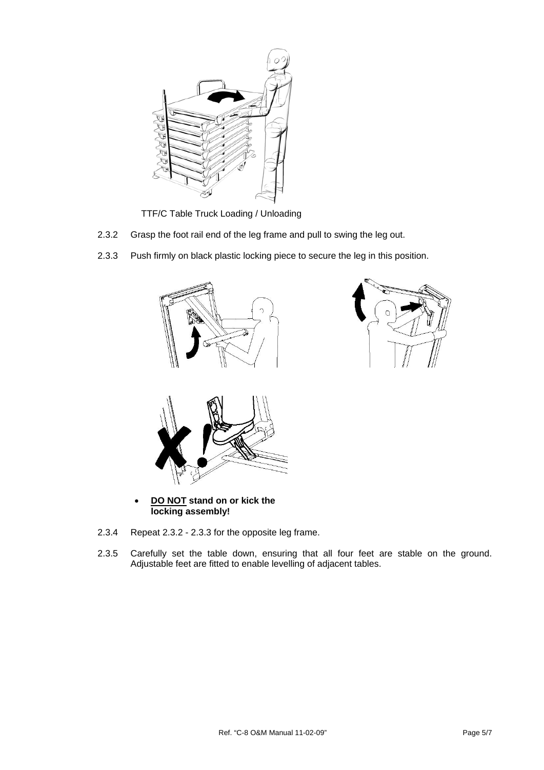TTF/C Table Truck Loading / Unloading

2.3.2 Grasp the foot rail end of the leg frame and pull to swing the leg out.

2.3.3 Push firmly on black plastic locking piece to secure the leg in this position.

- **DO NOT stand on or kick the locking assembly!**

2.3.4 Repeat 2.3.2 - 2.3.3 for the opposite leg frame.

2.3.5 Carefully set the table down, ensuring that all four feet are stable on the ground. Adjustable feet are fitted to enable levelling of adjacent tables.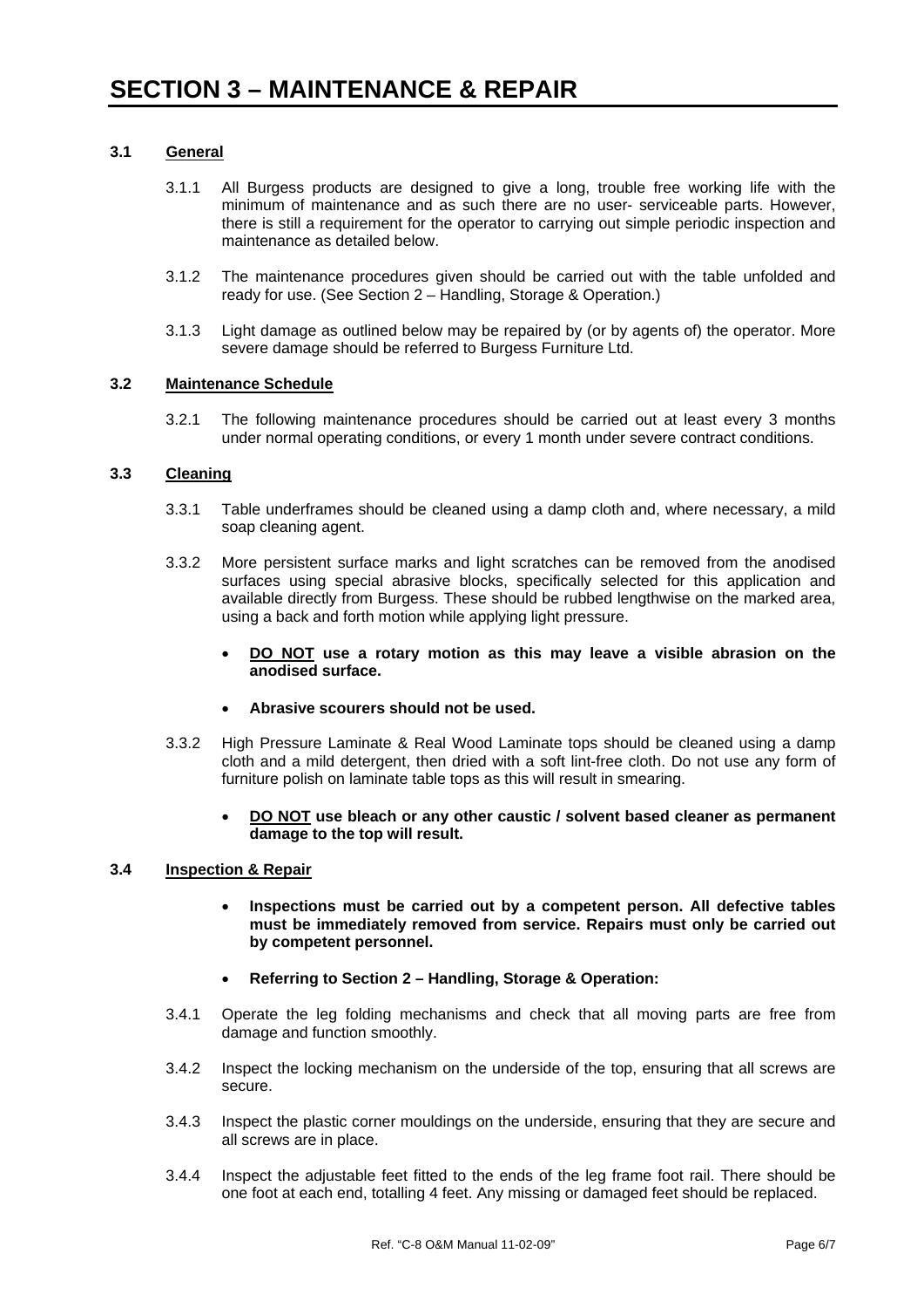# SECTION 3 – MAINTENANCE & REPAIR

## 3.1 General

3.1.1 All Burgess products are designed to give a long, trouble free working life with the minimum of maintenance and as such there are no user- serviceable parts. However, there is still a requirement for the operator to carrying out simple periodic inspection and maintenance as detailed below.

3.1.2 The maintenance procedures given should be carried out with the table unfolded and ready for use. (See Section 2 – Handling, Storage & Operation.)

3.1.3 Light damage as outlined below may be repaired by (or by agents of) the operator. More severe damage should be referred to Burgess Furniture Ltd.

## 3.2 Maintenance Schedule

3.2.1 The following maintenance procedures should be carried out at least every 3 months under normal operating conditions, or every 1 month under severe contract conditions.

## 3.3 Cleaning

3.3.1 Table underframes should be cleaned using a damp cloth and, where necessary, a mild soap cleaning agent.

3.3.2 More persistent surface marks and light scratches can be removed from the anodised surfaces using special abrasive blocks, specifically selected for this application and available directly from Burgess. These should be rubbed lengthwise on the marked area, using a back and forth motion while applying light pressure.

- **DO NOT use a rotary motion as this may leave a visible abrasion on the anodised surface.**
- **Abrasive scourers should not be used.**

3.3.2 High Pressure Laminate & Real Wood Laminate tops should be cleaned using a damp cloth and a mild detergent, then dried with a soft lint-free cloth. Do not use any form of furniture polish on laminate table tops as this will result in smearing.

- **DO NOT use bleach or any other caustic / solvent based cleaner as permanent damage to the top will result.**

## 3.4 Inspection & Repair

- **Inspections must be carried out by a competent person. All defective tables must be immediately removed from service. Repairs must only be carried out by competent personnel.**
- **Referring to Section 2 – Handling, Storage & Operation:**

3.4.1 Operate the leg folding mechanisms and check that all moving parts are free from damage and function smoothly.

3.4.2 Inspect the locking mechanism on the underside of the top, ensuring that all screws are secure.

3.4.3 Inspect the plastic corner mouldings on the underside, ensuring that they are secure and all screws are in place.

3.4.4 Inspect the adjustable feet fitted to the ends of the leg frame foot rail. There should be one foot at each end, totalling 4 feet. Any missing or damaged feet should be replaced.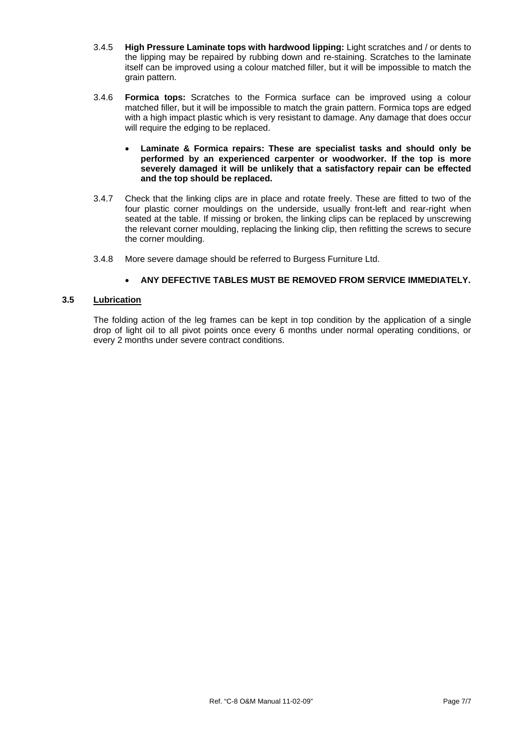3.4.5 **High Pressure Laminate tops with hardwood lipping:** Light scratches and / or dents to the lipping may be repaired by rubbing down and re-staining. Scratches to the laminate itself can be improved using a colour matched filler, but it will be impossible to match the grain pattern.

3.4.6 **Formica tops:** Scratches to the Formica surface can be improved using a colour matched filler, but it will be impossible to match the grain pattern. Formica tops are edged with a high impact plastic which is very resistant to damage. Any damage that does occur will require the edging to be replaced.

- **Laminate & Formica repairs: These are specialist tasks and should only be performed by an experienced carpenter or woodworker. If the top is more severely damaged it will be unlikely that a satisfactory repair can be effected and the top should be replaced.**

3.4.7 Check that the linking clips are in place and rotate freely. These are fitted to two of the four plastic corner mouldings on the underside, usually front-left and rear-right when seated at the table. If missing or broken, the linking clips can be replaced by unscrewing the relevant corner moulding, replacing the linking clip, then refitting the screws to secure the corner moulding.

3.4.8 More severe damage should be referred to Burgess Furniture Ltd.

- **ANY DEFECTIVE TABLES MUST BE REMOVED FROM SERVICE IMMEDIATELY.**

### 3.5 Lubrication

The folding action of the leg frames can be kept in top condition by the application of a single drop of light oil to all pivot points once every 6 months under normal operating conditions, or every 2 months under severe contract conditions.

Ref. "C-8 O&M Manual 11-02-09"